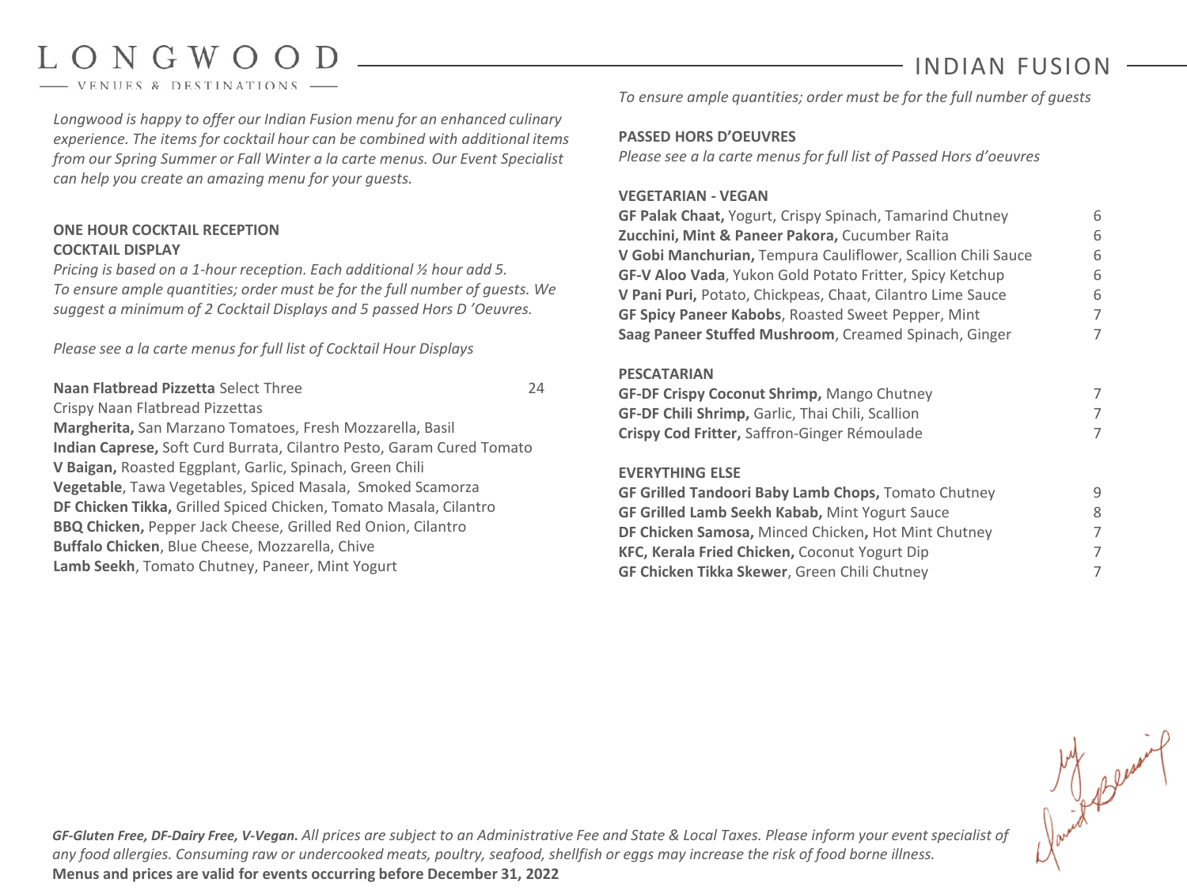# LONGWOOD

VENUES & DESTINATIONS

## INDIAN FUSION

*Longwood is happy to offer our Indian Fusion menu for an enhanced culinary experience. The items for cocktail hour can be combined with additional items from our Spring Summer or Fall Winter a la carte menus. Our Event Specialist can help you create an amazing menu for your guests.*

**ONE HOUR COCKTAIL RECEPTION**
**COCKTAIL DISPLAY**

*Pricing is based on a 1-hour reception. Each additional ½ hour add 5.*
*To ensure ample quantities; order must be for the full number of guests. We suggest a minimum of 2 Cocktail Displays and 5 passed Hors D 'Oeuvres.*

*Please see a la carte menus for full list of Cocktail Hour Displays*

| | |
|---|---|
| **Naan Flatbread Pizzetta** Select Three | 24 |

Crispy Naan Flatbread Pizzettas
**Margherita,** San Marzano Tomatoes, Fresh Mozzarella, Basil
**Indian Caprese,** Soft Curd Burrata, Cilantro Pesto, Garam Cured Tomato
**V Baigan,** Roasted Eggplant, Garlic, Spinach, Green Chili
**Vegetable**, Tawa Vegetables, Spiced Masala, Smoked Scamorza
**DF Chicken Tikka,** Grilled Spiced Chicken, Tomato Masala, Cilantro
**BBQ Chicken,** Pepper Jack Cheese, Grilled Red Onion, Cilantro
**Buffalo Chicken**, Blue Cheese, Mozzarella, Chive
**Lamb Seekh**, Tomato Chutney, Paneer, Mint Yogurt

*To ensure ample quantities; order must be for the full number of guests*

**PASSED HORS D'OEUVRES**
*Please see a la carte menus for full list of Passed Hors d'oeuvres*

**VEGETARIAN - VEGAN**

| | |
|---|---|
| **GF Palak Chaat,** Yogurt, Crispy Spinach, Tamarind Chutney | 6 |
| **Zucchini, Mint & Paneer Pakora,** Cucumber Raita | 6 |
| **V Gobi Manchurian,** Tempura Cauliflower, Scallion Chili Sauce | 6 |
| **GF-V Aloo Vada**, Yukon Gold Potato Fritter, Spicy Ketchup | 6 |
| **V Pani Puri,** Potato, Chickpeas, Chaat, Cilantro Lime Sauce | 6 |
| **GF Spicy Paneer Kabobs**, Roasted Sweet Pepper, Mint | 7 |
| **Saag Paneer Stuffed Mushroom**, Creamed Spinach, Ginger | 7 |

**PESCATARIAN**

| | |
|---|---|
| **GF-DF Crispy Coconut Shrimp,** Mango Chutney | 7 |
| **GF-DF Chili Shrimp,** Garlic, Thai Chili, Scallion | 7 |
| **Crispy Cod Fritter,** Saffron-Ginger Rémoulade | 7 |

**EVERYTHING ELSE**

| | |
|---|---|
| **GF Grilled Tandoori Baby Lamb Chops,** Tomato Chutney | 9 |
| **GF Grilled Lamb Seekh Kabab,** Mint Yogurt Sauce | 8 |
| **DF Chicken Samosa,** Minced Chicken**,** Hot Mint Chutney | 7 |
| **KFC, Kerala Fried Chicken,** Coconut Yogurt Dip | 7 |
| **GF Chicken Tikka Skewer**, Green Chili Chutney | 7 |

***GF-Gluten Free, DF-Dairy Free, V-Vegan.*** *All prices are subject to an Administrative Fee and State & Local Taxes. Please inform your event specialist of any food allergies. Consuming raw or undercooked meats, poultry, seafood, shellfish or eggs may increase the risk of food borne illness.*
**Menus and prices are valid for events occurring before December 31, 2022**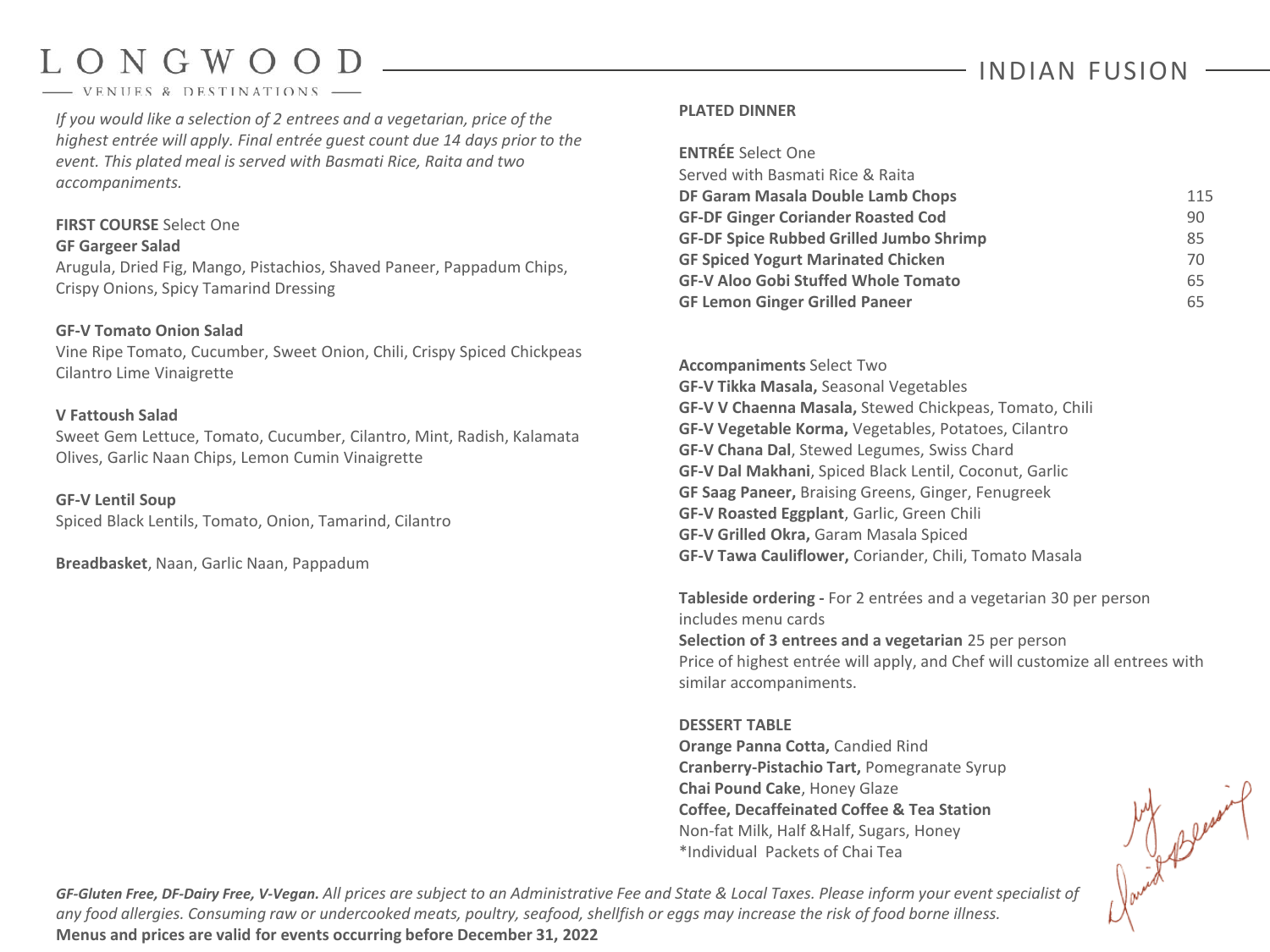# LONGWOOD

VENUES & DESTINATIONS

## INDIAN FUSION

*If you would like a selection of 2 entrees and a vegetarian, price of the highest entrée will apply. Final entrée guest count due 14 days prior to the event. This plated meal is served with Basmati Rice, Raita and two accompaniments.*

**FIRST COURSE** Select One

**GF Gargeer Salad**
Arugula, Dried Fig, Mango, Pistachios, Shaved Paneer, Pappadum Chips, Crispy Onions, Spicy Tamarind Dressing

**GF-V Tomato Onion Salad**
Vine Ripe Tomato, Cucumber, Sweet Onion, Chili, Crispy Spiced Chickpeas Cilantro Lime Vinaigrette

**V Fattoush Salad**
Sweet Gem Lettuce, Tomato, Cucumber, Cilantro, Mint, Radish, Kalamata Olives, Garlic Naan Chips, Lemon Cumin Vinaigrette

**GF-V Lentil Soup**
Spiced Black Lentils, Tomato, Onion, Tamarind, Cilantro

**Breadbasket**, Naan, Garlic Naan, Pappadum

**PLATED DINNER**

**ENTRÉE** Select One
Served with Basmati Rice & Raita

| | |
|---|---|
| **DF Garam Masala Double Lamb Chops** | 115 |
| **GF-DF Ginger Coriander Roasted Cod** | 90 |
| **GF-DF Spice Rubbed Grilled Jumbo Shrimp** | 85 |
| **GF Spiced Yogurt Marinated Chicken** | 70 |
| **GF-V Aloo Gobi Stuffed Whole Tomato** | 65 |
| **GF Lemon Ginger Grilled Paneer** | 65 |

**Accompaniments** Select Two

**GF-V Tikka Masala,** Seasonal Vegetables
**GF-V V Chaenna Masala,** Stewed Chickpeas, Tomato, Chili
**GF-V Vegetable Korma,** Vegetables, Potatoes, Cilantro
**GF-V Chana Dal**, Stewed Legumes, Swiss Chard
**GF-V Dal Makhani**, Spiced Black Lentil, Coconut, Garlic
**GF Saag Paneer,** Braising Greens, Ginger, Fenugreek
**GF-V Roasted Eggplant**, Garlic, Green Chili
**GF-V Grilled Okra,** Garam Masala Spiced
**GF-V Tawa Cauliflower,** Coriander, Chili, Tomato Masala

**Tableside ordering -** For 2 entrées and a vegetarian 30 per person includes menu cards
**Selection of 3 entrees and a vegetarian** 25 per person
Price of highest entrée will apply, and Chef will customize all entrees with similar accompaniments.

**DESSERT TABLE**

**Orange Panna Cotta,** Candied Rind
**Cranberry-Pistachio Tart,** Pomegranate Syrup
**Chai Pound Cake**, Honey Glaze
**Coffee, Decaffeinated Coffee & Tea Station**
Non-fat Milk, Half &Half, Sugars, Honey
*Individual Packets of Chai Tea

***GF-Gluten Free, DF-Dairy Free, V-Vegan.*** *All prices are subject to an Administrative Fee and State & Local Taxes. Please inform your event specialist of any food allergies. Consuming raw or undercooked meats, poultry, seafood, shellfish or eggs may increase the risk of food borne illness.*
**Menus and prices are valid for events occurring before December 31, 2022**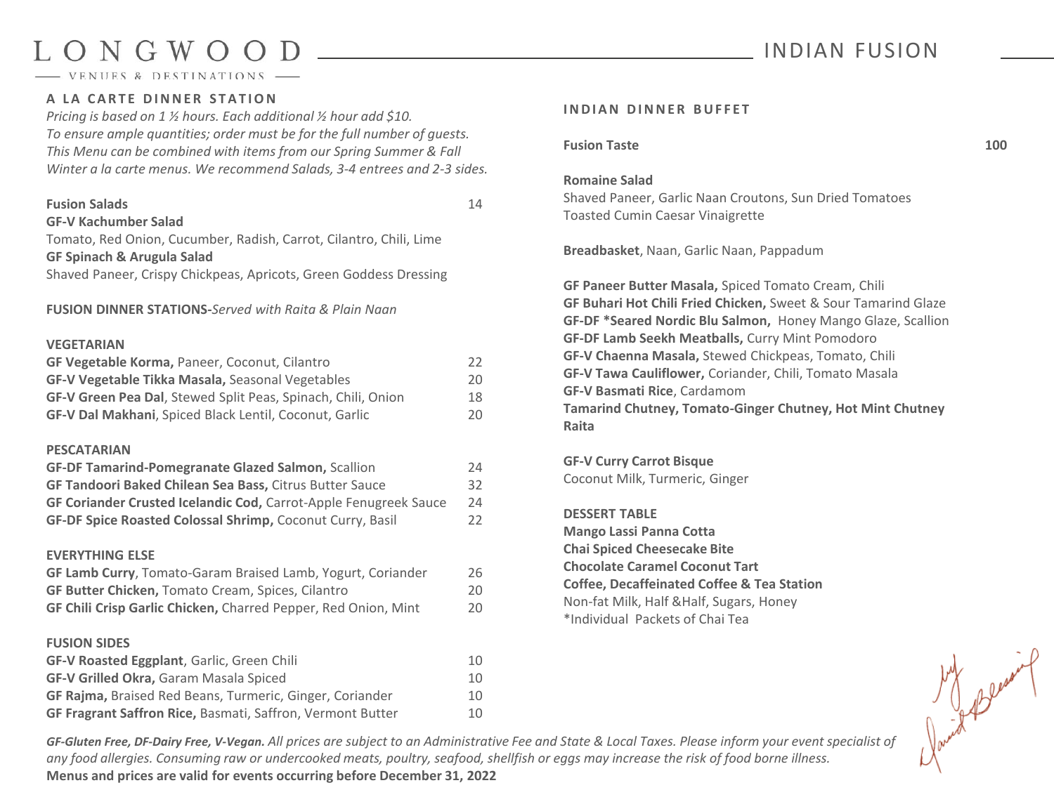# LONGWOOD

VENUES & DESTINATIONS

INDIAN FUSION

## A LA CARTE DINNER STATION

*Pricing is based on 1 ½ hours. Each additional ½ hour add $10.*
*To ensure ample quantities; order must be for the full number of guests.*
*This Menu can be combined with items from our Spring Summer & Fall Winter a la carte menus. We recommend Salads, 3-4 entrees and 2-3 sides.*

**Fusion Salads** 14

**GF-V Kachumber Salad**
Tomato, Red Onion, Cucumber, Radish, Carrot, Cilantro, Chili, Lime

**GF Spinach & Arugula Salad**
Shaved Paneer, Crispy Chickpeas, Apricots, Green Goddess Dressing

**FUSION DINNER STATIONS-***Served with Raita & Plain Naan*

**VEGETARIAN**

| | |
|---|---|
| **GF Vegetable Korma,** Paneer, Coconut, Cilantro | 22 |
| **GF-V Vegetable Tikka Masala,** Seasonal Vegetables | 20 |
| **GF-V Green Pea Dal**, Stewed Split Peas, Spinach, Chili, Onion | 18 |
| **GF-V Dal Makhani**, Spiced Black Lentil, Coconut, Garlic | 20 |

**PESCATARIAN**

| | |
|---|---|
| **GF-DF Tamarind-Pomegranate Glazed Salmon,** Scallion | 24 |
| **GF Tandoori Baked Chilean Sea Bass,** Citrus Butter Sauce | 32 |
| **GF Coriander Crusted Icelandic Cod,** Carrot-Apple Fenugreek Sauce | 24 |
| **GF-DF Spice Roasted Colossal Shrimp,** Coconut Curry, Basil | 22 |

**EVERYTHING ELSE**

| | |
|---|---|
| **GF Lamb Curry**, Tomato-Garam Braised Lamb, Yogurt, Coriander | 26 |
| **GF Butter Chicken,** Tomato Cream, Spices, Cilantro | 20 |
| **GF Chili Crisp Garlic Chicken,** Charred Pepper, Red Onion, Mint | 20 |

**FUSION SIDES**

| | |
|---|---|
| **GF-V Roasted Eggplant**, Garlic, Green Chili | 10 |
| **GF-V Grilled Okra,** Garam Masala Spiced | 10 |
| **GF Rajma,** Braised Red Beans, Turmeric, Ginger, Coriander | 10 |
| **GF Fragrant Saffron Rice,** Basmati, Saffron, Vermont Butter | 10 |

## INDIAN DINNER BUFFET

**Fusion Taste** 100

**Romaine Salad**
Shaved Paneer, Garlic Naan Croutons, Sun Dried Tomatoes
Toasted Cumin Caesar Vinaigrette

**Breadbasket**, Naan, Garlic Naan, Pappadum

**GF Paneer Butter Masala,** Spiced Tomato Cream, Chili
**GF Buhari Hot Chili Fried Chicken,** Sweet & Sour Tamarind Glaze
**GF-DF *Seared Nordic Blu Salmon,** Honey Mango Glaze, Scallion
**GF-DF Lamb Seekh Meatballs,** Curry Mint Pomodoro
**GF-V Chaenna Masala,** Stewed Chickpeas, Tomato, Chili
**GF-V Tawa Cauliflower,** Coriander, Chili, Tomato Masala
**GF-V Basmati Rice**, Cardamom
**Tamarind Chutney, Tomato-Ginger Chutney, Hot Mint Chutney**
**Raita**

**GF-V Curry Carrot Bisque**
Coconut Milk, Turmeric, Ginger

**DESSERT TABLE**
**Mango Lassi Panna Cotta**
**Chai Spiced Cheesecake Bite**
**Chocolate Caramel Coconut Tart**
**Coffee, Decaffeinated Coffee & Tea Station**
Non-fat Milk, Half &Half, Sugars, Honey
*Individual Packets of Chai Tea

*GF-Gluten Free, DF-Dairy Free, V-Vegan. All prices are subject to an Administrative Fee and State & Local Taxes. Please inform your event specialist of any food allergies. Consuming raw or undercooked meats, poultry, seafood, shellfish or eggs may increase the risk of food borne illness.*
**Menus and prices are valid for events occurring before December 31, 2022**